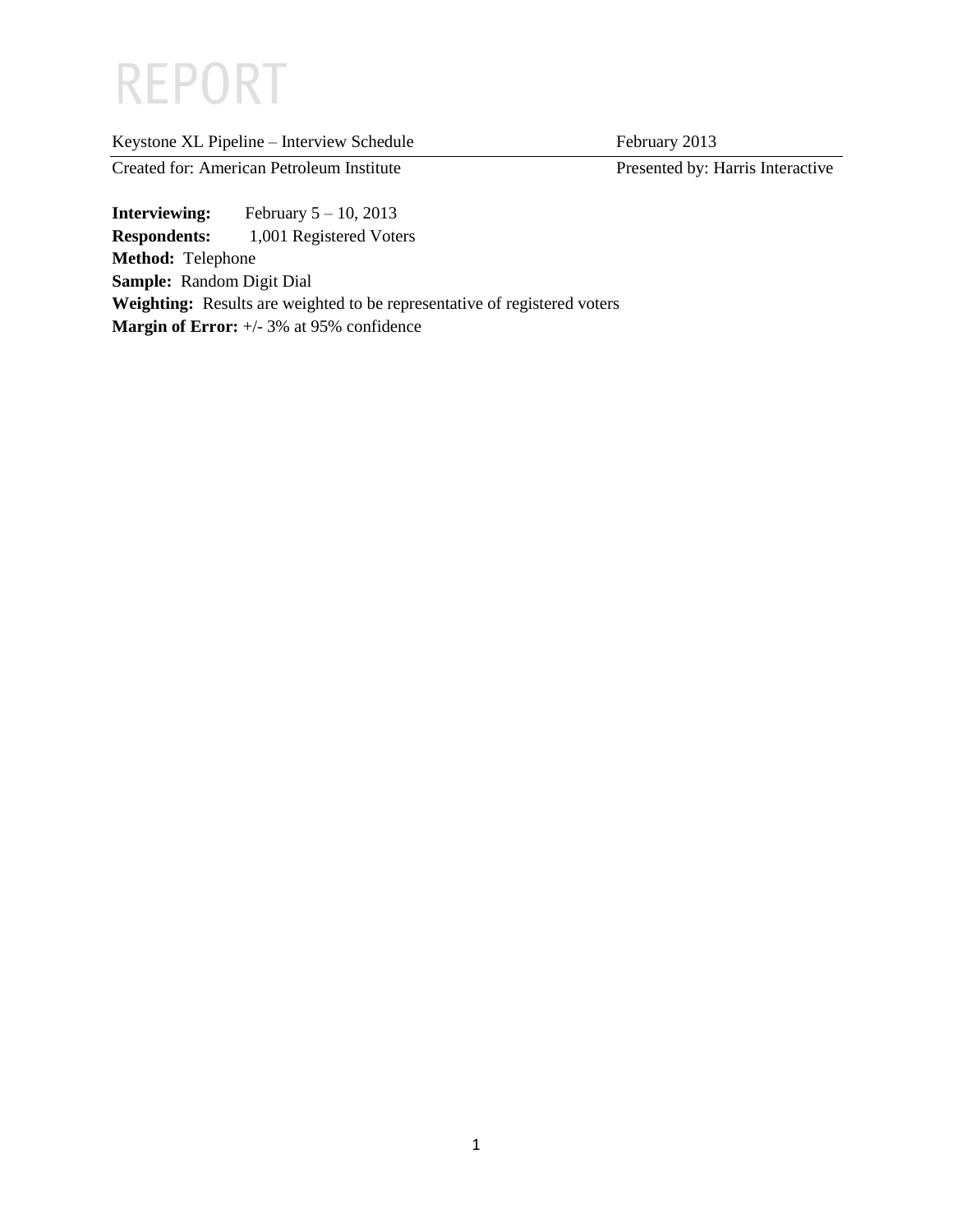# REPORT

| Keystone XL Pipeline – Interview Schedule | February 2013 |
| --- | --- |
| Created for: American Petroleum Institute | Presented by: Harris Interactive |

**Interviewing:** February 5 – 10, 2013

**Respondents:** 1,001 Registered Voters

**Method:** Telephone

**Sample:** Random Digit Dial

**Weighting:** Results are weighted to be representative of registered voters

**Margin of Error:** +/- 3% at 95% confidence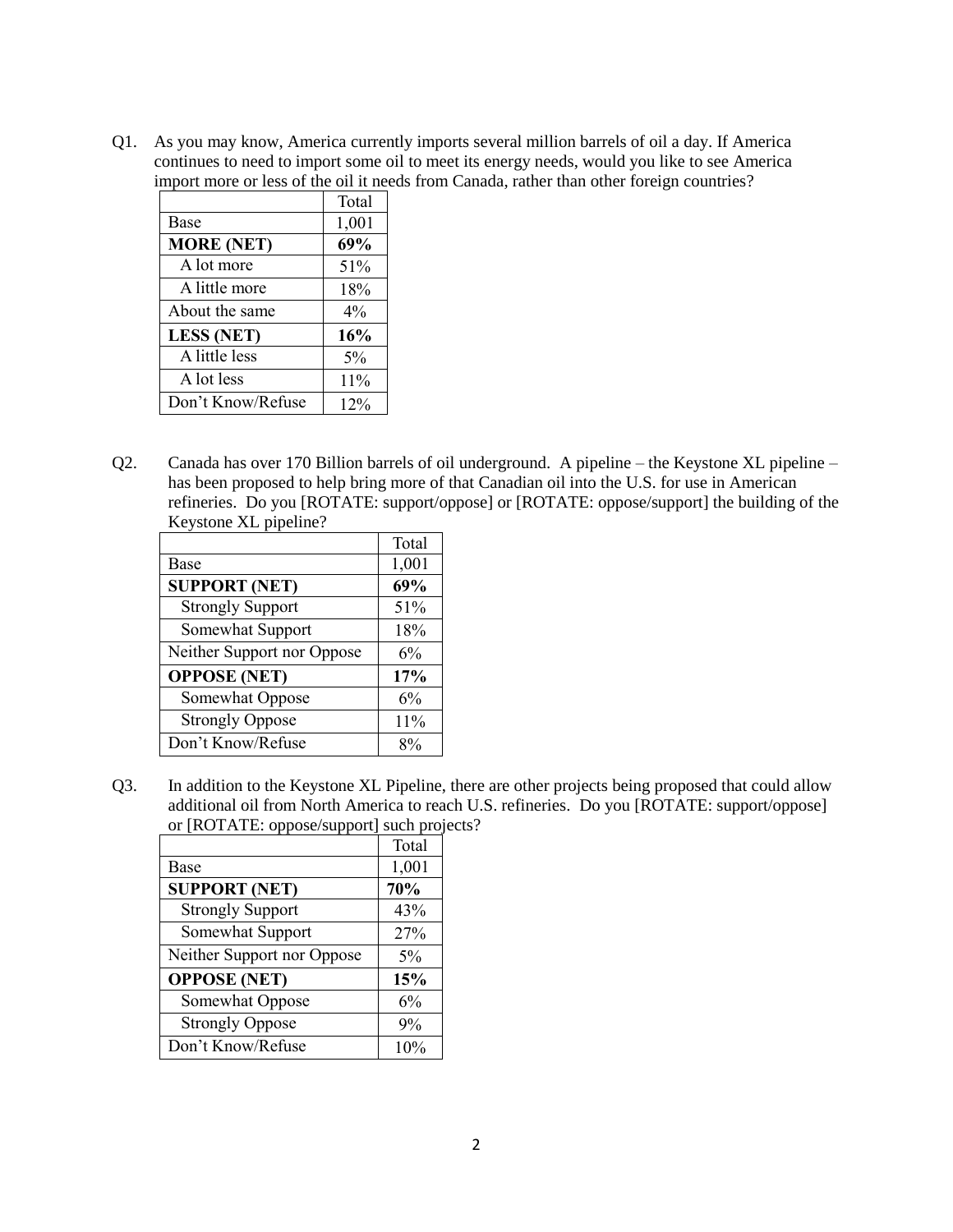Q1. As you may know, America currently imports several million barrels of oil a day. If America continues to need to import some oil to meet its energy needs, would you like to see America import more or less of the oil it needs from Canada, rather than other foreign countries?

| | Total |
|---|---|
| Base | 1,001 |
| **MORE (NET)** | **69%** |
| A lot more | 51% |
| A little more | 18% |
| About the same | 4% |
| **LESS (NET)** | **16%** |
| A little less | 5% |
| A lot less | 11% |
| Don't Know/Refuse | 12% |

Q2. Canada has over 170 Billion barrels of oil underground. A pipeline – the Keystone XL pipeline – has been proposed to help bring more of that Canadian oil into the U.S. for use in American refineries. Do you [ROTATE: support/oppose] or [ROTATE: oppose/support] the building of the Keystone XL pipeline?

| | Total |
|---|---|
| Base | 1,001 |
| **SUPPORT (NET)** | **69%** |
| Strongly Support | 51% |
| Somewhat Support | 18% |
| Neither Support nor Oppose | 6% |
| **OPPOSE (NET)** | **17%** |
| Somewhat Oppose | 6% |
| Strongly Oppose | 11% |
| Don't Know/Refuse | 8% |

Q3. In addition to the Keystone XL Pipeline, there are other projects being proposed that could allow additional oil from North America to reach U.S. refineries. Do you [ROTATE: support/oppose] or [ROTATE: oppose/support] such projects?

| | Total |
|---|---|
| Base | 1,001 |
| **SUPPORT (NET)** | **70%** |
| Strongly Support | 43% |
| Somewhat Support | 27% |
| Neither Support nor Oppose | 5% |
| **OPPOSE (NET)** | **15%** |
| Somewhat Oppose | 6% |
| Strongly Oppose | 9% |
| Don't Know/Refuse | 10% |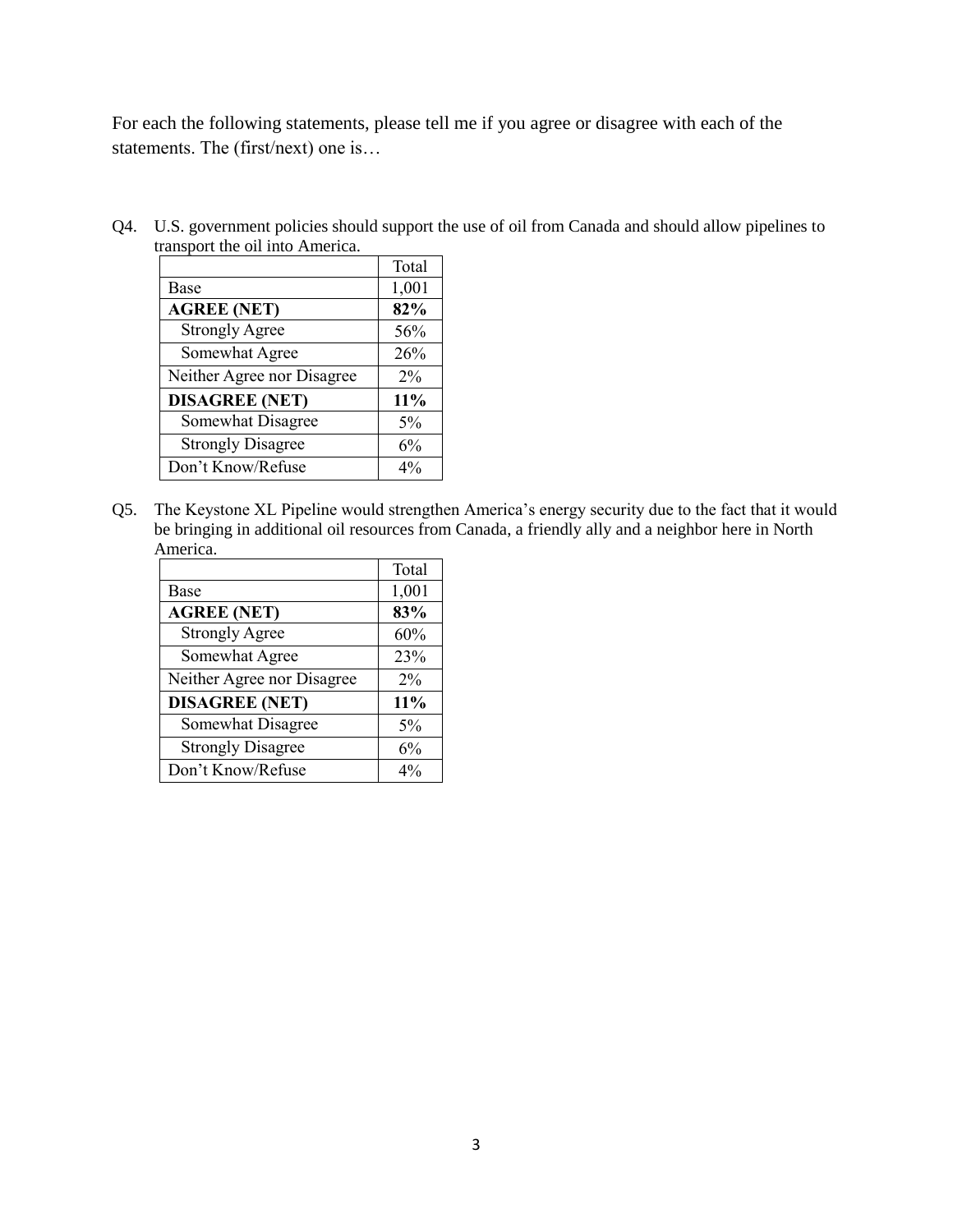For each the following statements, please tell me if you agree or disagree with each of the statements. The (first/next) one is…

Q4. U.S. government policies should support the use of oil from Canada and should allow pipelines to transport the oil into America.

| | Total |
|---|---|
| Base | 1,001 |
| **AGREE (NET)** | **82%** |
| Strongly Agree | 56% |
| Somewhat Agree | 26% |
| Neither Agree nor Disagree | 2% |
| **DISAGREE (NET)** | **11%** |
| Somewhat Disagree | 5% |
| Strongly Disagree | 6% |
| Don't Know/Refuse | 4% |

Q5. The Keystone XL Pipeline would strengthen America's energy security due to the fact that it would be bringing in additional oil resources from Canada, a friendly ally and a neighbor here in North America.

| | Total |
|---|---|
| Base | 1,001 |
| **AGREE (NET)** | **83%** |
| Strongly Agree | 60% |
| Somewhat Agree | 23% |
| Neither Agree nor Disagree | 2% |
| **DISAGREE (NET)** | **11%** |
| Somewhat Disagree | 5% |
| Strongly Disagree | 6% |
| Don't Know/Refuse | 4% |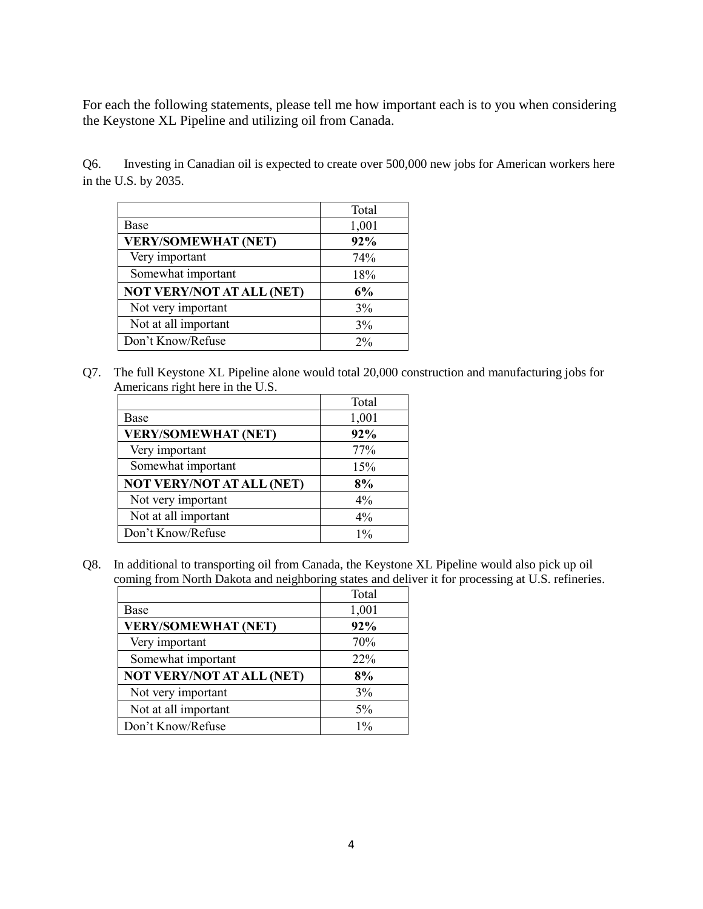For each the following statements, please tell me how important each is to you when considering the Keystone XL Pipeline and utilizing oil from Canada.

Q6. Investing in Canadian oil is expected to create over 500,000 new jobs for American workers here in the U.S. by 2035.

| | Total |
|---|---|
| Base | 1,001 |
| **VERY/SOMEWHAT (NET)** | **92%** |
| Very important | 74% |
| Somewhat important | 18% |
| **NOT VERY/NOT AT ALL (NET)** | **6%** |
| Not very important | 3% |
| Not at all important | 3% |
| Don't Know/Refuse | 2% |

Q7. The full Keystone XL Pipeline alone would total 20,000 construction and manufacturing jobs for Americans right here in the U.S.

| | Total |
|---|---|
| Base | 1,001 |
| **VERY/SOMEWHAT (NET)** | **92%** |
| Very important | 77% |
| Somewhat important | 15% |
| **NOT VERY/NOT AT ALL (NET)** | **8%** |
| Not very important | 4% |
| Not at all important | 4% |
| Don't Know/Refuse | 1% |

Q8. In additional to transporting oil from Canada, the Keystone XL Pipeline would also pick up oil coming from North Dakota and neighboring states and deliver it for processing at U.S. refineries.

| | Total |
|---|---|
| Base | 1,001 |
| **VERY/SOMEWHAT (NET)** | **92%** |
| Very important | 70% |
| Somewhat important | 22% |
| **NOT VERY/NOT AT ALL (NET)** | **8%** |
| Not very important | 3% |
| Not at all important | 5% |
| Don't Know/Refuse | 1% |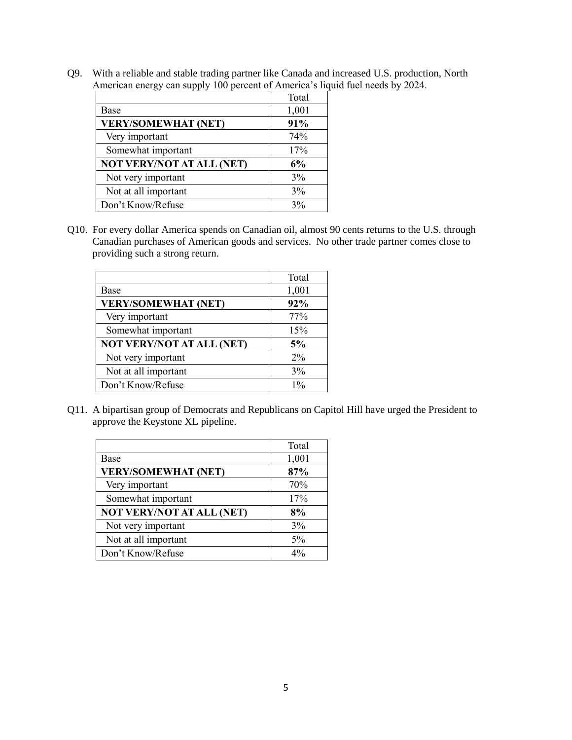Q9. With a reliable and stable trading partner like Canada and increased U.S. production, North American energy can supply 100 percent of America's liquid fuel needs by 2024.

| | Total |
|---|---|
| Base | 1,001 |
| **VERY/SOMEWHAT (NET)** | **91%** |
| Very important | 74% |
| Somewhat important | 17% |
| **NOT VERY/NOT AT ALL (NET)** | **6%** |
| Not very important | 3% |
| Not at all important | 3% |
| Don't Know/Refuse | 3% |

Q10. For every dollar America spends on Canadian oil, almost 90 cents returns to the U.S. through Canadian purchases of American goods and services. No other trade partner comes close to providing such a strong return.

| | Total |
|---|---|
| Base | 1,001 |
| **VERY/SOMEWHAT (NET)** | **92%** |
| Very important | 77% |
| Somewhat important | 15% |
| **NOT VERY/NOT AT ALL (NET)** | **5%** |
| Not very important | 2% |
| Not at all important | 3% |
| Don't Know/Refuse | 1% |

Q11. A bipartisan group of Democrats and Republicans on Capitol Hill have urged the President to approve the Keystone XL pipeline.

| | Total |
|---|---|
| Base | 1,001 |
| **VERY/SOMEWHAT (NET)** | **87%** |
| Very important | 70% |
| Somewhat important | 17% |
| **NOT VERY/NOT AT ALL (NET)** | **8%** |
| Not very important | 3% |
| Not at all important | 5% |
| Don't Know/Refuse | 4% |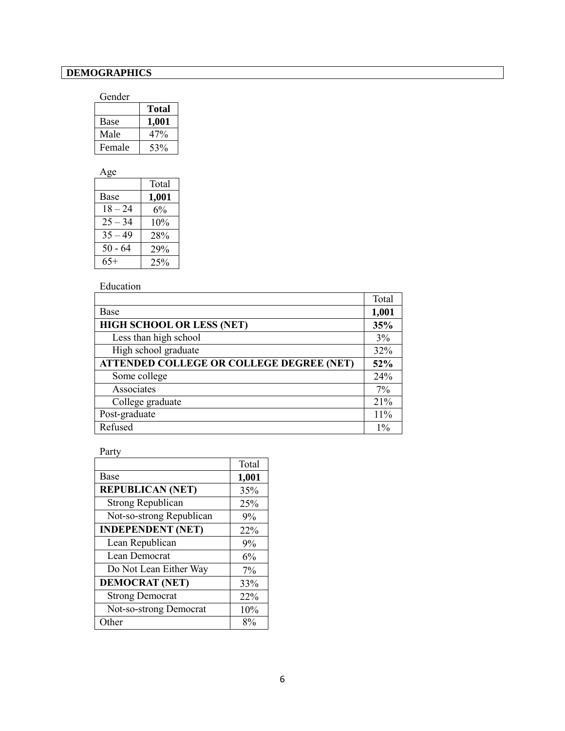## DEMOGRAPHICS

Gender

| | **Total** |
|---|---|
| Base | **1,001** |
| Male | 47% |
| Female | 53% |

Age

| | Total |
|---|---|
| Base | **1,001** |
| 18 – 24 | 6% |
| 25 – 34 | 10% |
| 35 – 49 | 28% |
| 50 - 64 | 29% |
| 65+ | 25% |

Education

| | Total |
|---|---|
| Base | **1,001** |
| **HIGH SCHOOL OR LESS (NET)** | **35%** |
| Less than high school | 3% |
| High school graduate | 32% |
| **ATTENDED COLLEGE OR COLLEGE DEGREE (NET)** | **52%** |
| Some college | 24% |
| Associates | 7% |
| College graduate | 21% |
| Post-graduate | 11% |
| Refused | 1% |

Party

| | Total |
|---|---|
| Base | **1,001** |
| **REPUBLICAN (NET)** | 35% |
| Strong Republican | 25% |
| Not-so-strong Republican | 9% |
| **INDEPENDENT (NET)** | 22% |
| Lean Republican | 9% |
| Lean Democrat | 6% |
| Do Not Lean Either Way | 7% |
| **DEMOCRAT (NET)** | 33% |
| Strong Democrat | 22% |
| Not-so-strong Democrat | 10% |
| Other | 8% |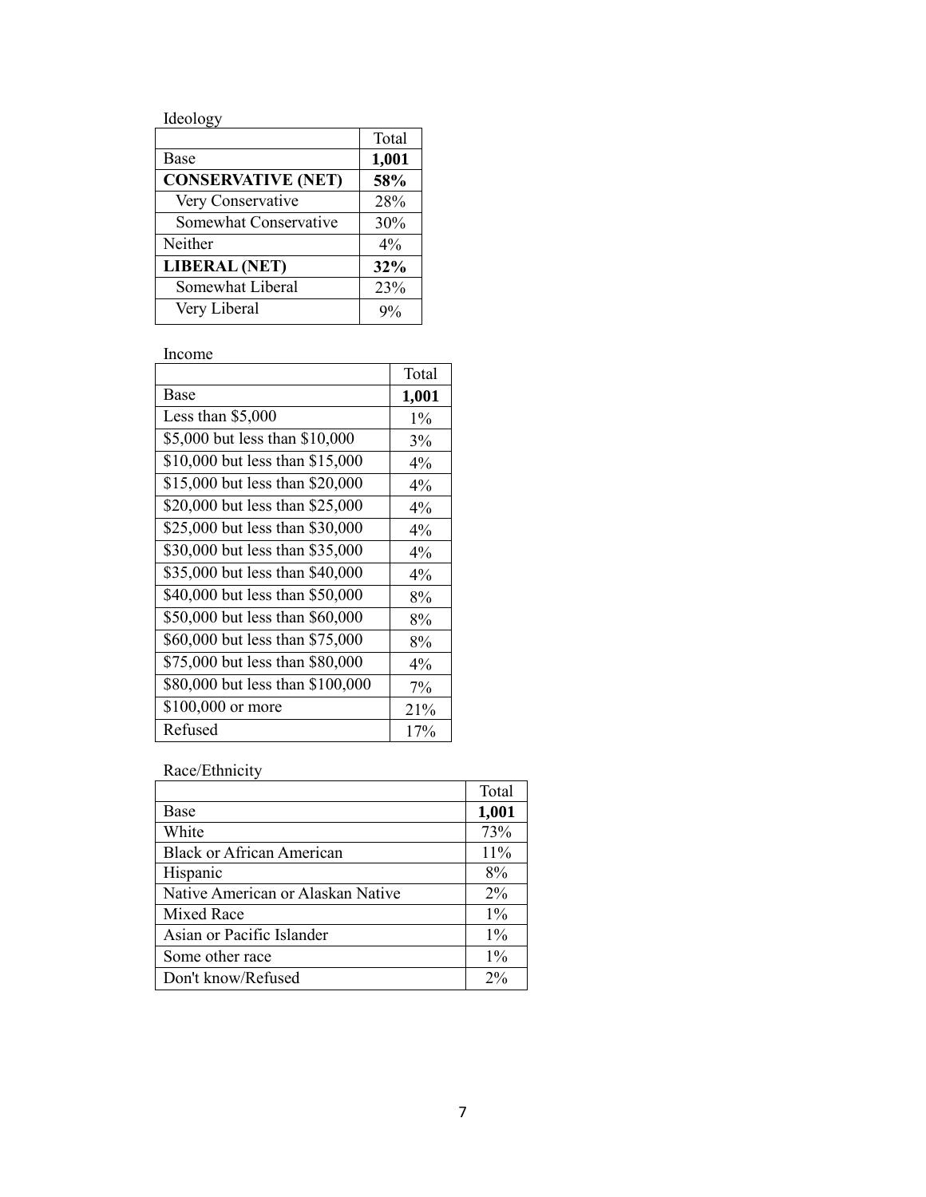Ideology

| | Total |
|---|---|
| Base | **1,001** |
| **CONSERVATIVE (NET)** | **58%** |
| Very Conservative | 28% |
| Somewhat Conservative | 30% |
| Neither | 4% |
| **LIBERAL (NET)** | **32%** |
| Somewhat Liberal | 23% |
| Very Liberal | 9% |

Income

| | Total |
|---|---|
| Base | **1,001** |
| Less than $5,000 | 1% |
| $5,000 but less than $10,000 | 3% |
| $10,000 but less than $15,000 | 4% |
| $15,000 but less than $20,000 | 4% |
| $20,000 but less than $25,000 | 4% |
| $25,000 but less than $30,000 | 4% |
| $30,000 but less than $35,000 | 4% |
| $35,000 but less than $40,000 | 4% |
| $40,000 but less than $50,000 | 8% |
| $50,000 but less than $60,000 | 8% |
| $60,000 but less than $75,000 | 8% |
| $75,000 but less than $80,000 | 4% |
| $80,000 but less than $100,000 | 7% |
| $100,000 or more | 21% |
| Refused | 17% |

Race/Ethnicity

| | Total |
|---|---|
| Base | **1,001** |
| White | 73% |
| Black or African American | 11% |
| Hispanic | 8% |
| Native American or Alaskan Native | 2% |
| Mixed Race | 1% |
| Asian or Pacific Islander | 1% |
| Some other race | 1% |
| Don't know/Refused | 2% |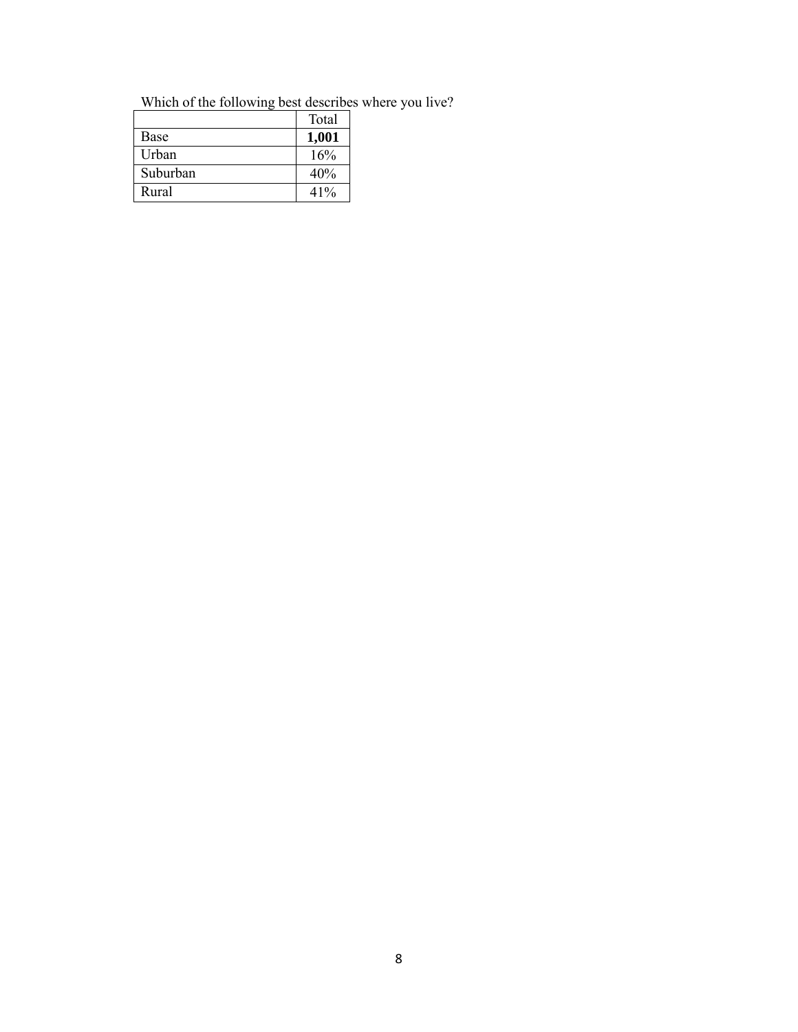Which of the following best describes where you live?

| | Total |
|---|---|
| Base | **1,001** |
| Urban | 16% |
| Suburban | 40% |
| Rural | 41% |